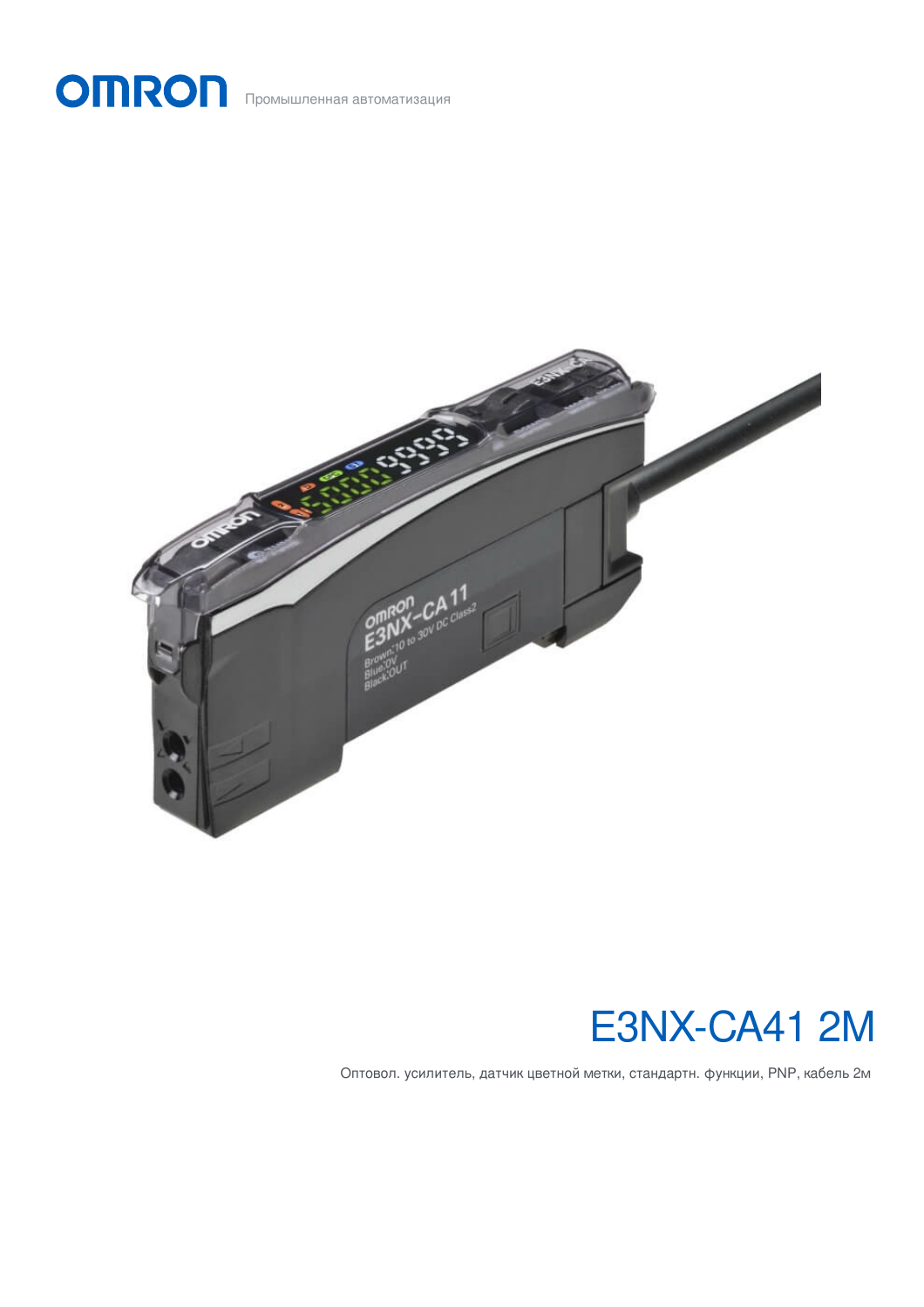OMRON Промышленная автоматизация

# E3NX-CA41 2M

Оптовол. усилитель, датчик цветной метки, стандартн. функции, PNP, кабель 2м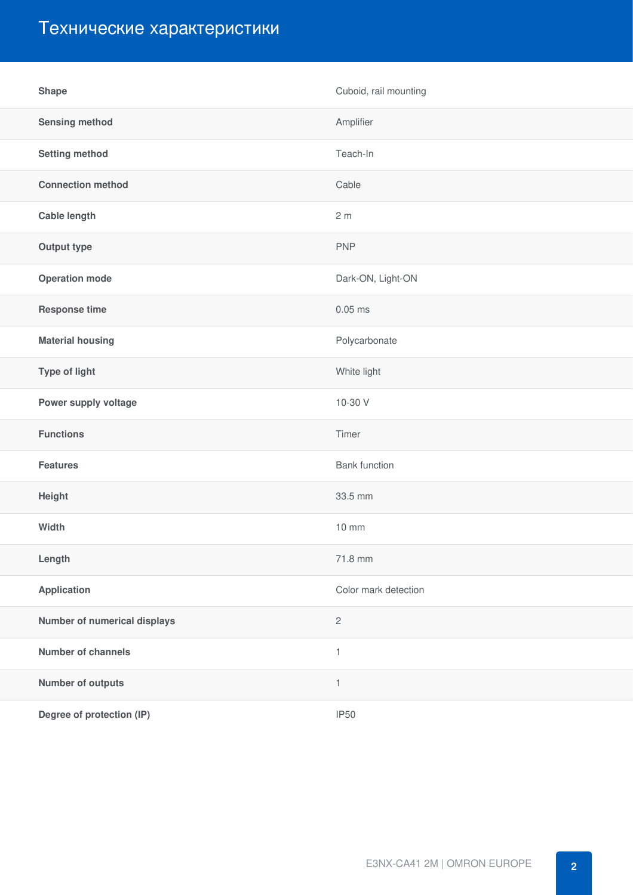# Технические характеристики

| | |
|---|---|
| **Shape** | Cuboid, rail mounting |
| **Sensing method** | Amplifier |
| **Setting method** | Teach-In |
| **Connection method** | Cable |
| **Cable length** | 2 m |
| **Output type** | PNP |
| **Operation mode** | Dark-ON, Light-ON |
| **Response time** | 0.05 ms |
| **Material housing** | Polycarbonate |
| **Type of light** | White light |
| **Power supply voltage** | 10-30 V |
| **Functions** | Timer |
| **Features** | Bank function |
| **Height** | 33.5 mm |
| **Width** | 10 mm |
| **Length** | 71.8 mm |
| **Application** | Color mark detection |
| **Number of numerical displays** | 2 |
| **Number of channels** | 1 |
| **Number of outputs** | 1 |
| **Degree of protection (IP)** | IP50 |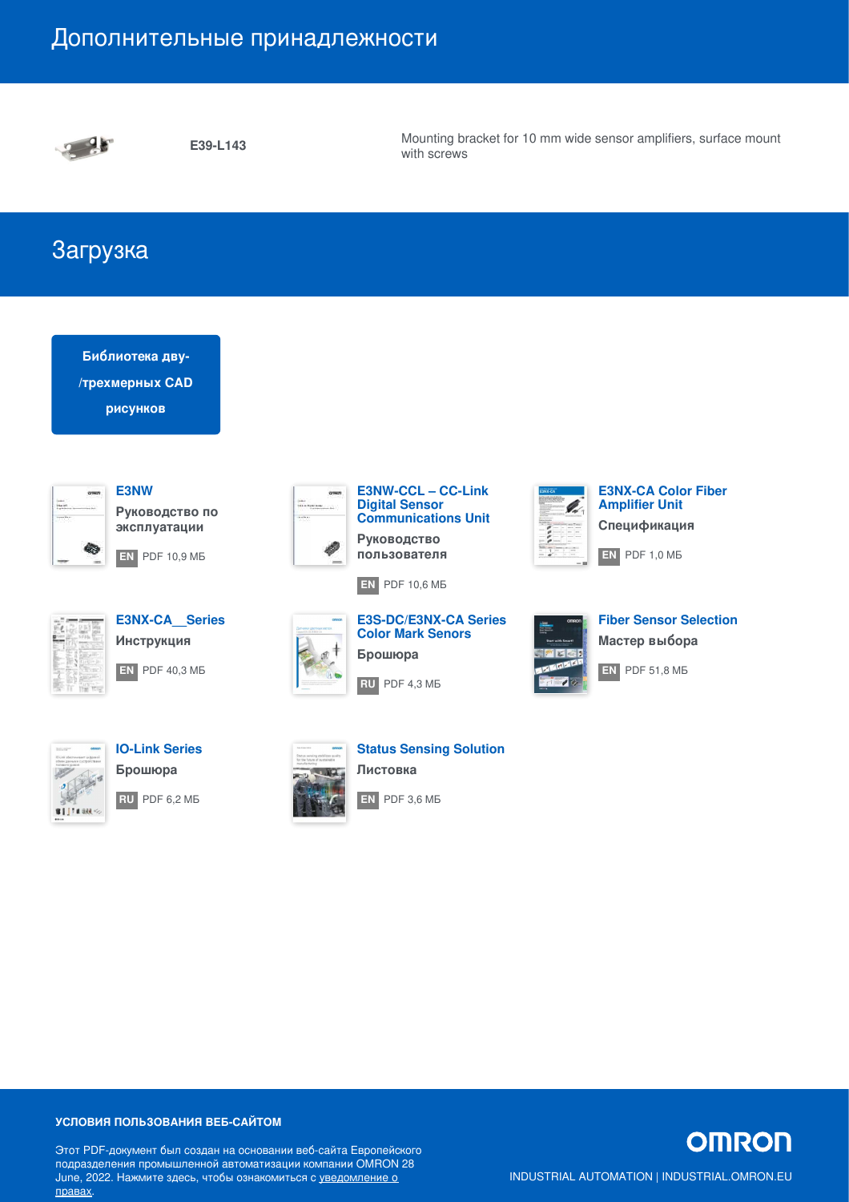# Дополнительные принадлежности

| | |
|---|---|
| **E39-L143** | Mounting bracket for 10 mm wide sensor amplifiers, surface mount with screws |

# Загрузка

**Библиотека дву-/трехмерных CAD рисунков**

**E3NW**
Руководство по эксплуатации
EN PDF 10,9 МБ

**E3NW-CCL – CC-Link Digital Sensor Communications Unit**
Руководство пользователя
EN PDF 10,6 МБ

**E3NX-CA Color Fiber Amplifier Unit**
Спецификация
EN PDF 1,0 МБ

**E3NX-CA__Series**
Инструкция
EN PDF 40,3 МБ

**E3S-DC/E3NX-CA Series Color Mark Senors**
Брошюра
RU PDF 4,3 МБ

**Fiber Sensor Selection**
Мастер выбора
EN PDF 51,8 МБ

**IO-Link Series**
Брошюра
RU PDF 6,2 МБ

**Status Sensing Solution**
Листовка
EN PDF 3,6 МБ

**УСЛОВИЯ ПОЛЬЗОВАНИЯ ВЕБ-САЙТОМ**

Этот PDF-документ был создан на основании веб-сайта Европейского подразделения промышленной автоматизации компании OMRON 28 June, 2022. Нажмите здесь, чтобы ознакомиться с уведомление о правах.

OMRON

INDUSTRIAL AUTOMATION | INDUSTRIAL.OMRON.EU